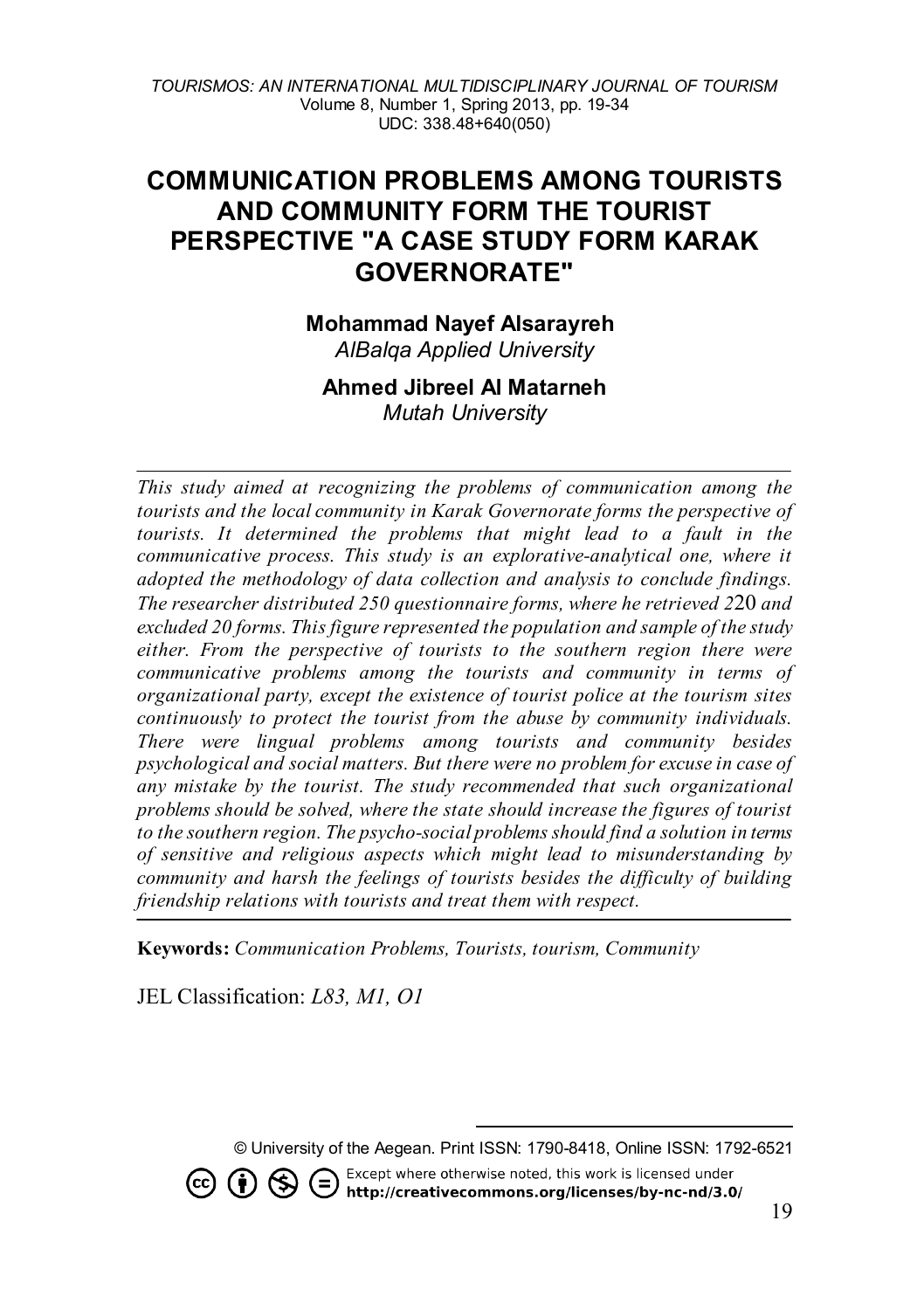# COMMUNICATION PROBLEMS AMONG TOURISTS AND COMMUNITY FORM THE TOURIST PERSPECTIVE "A CASE STUDY FORM KARAK GOVERNORATE"

**Mohammad Nayef Alsarayreh**
*AlBalqa Applied University*

**Ahmed Jibreel Al Matarneh**
*Mutah University*

---

*This study aimed at recognizing the problems of communication among the tourists and the local community in Karak Governorate forms the perspective of tourists. It determined the problems that might lead to a fault in the communicative process. This study is an explorative-analytical one, where it adopted the methodology of data collection and analysis to conclude findings. The researcher distributed 250 questionnaire forms, where he retrieved 220 and excluded 20 forms. This figure represented the population and sample of the study either. From the perspective of tourists to the southern region there were communicative problems among the tourists and community in terms of organizational party, except the existence of tourist police at the tourism sites continuously to protect the tourist from the abuse by community individuals. There were lingual problems among tourists and community besides psychological and social matters. But there were no problem for excuse in case of any mistake by the tourist. The study recommended that such organizational problems should be solved, where the state should increase the figures of tourist to the southern region. The psycho-social problems should find a solution in terms of sensitive and religious aspects which might lead to misunderstanding by community and harsh the feelings of tourists besides the difficulty of building friendship relations with tourists and treat them with respect.*

---

**Keywords:** *Communication Problems, Tourists, tourism, Community*

JEL Classification: *L83, M1, O1*

© University of the Aegean. Print ISSN: 1790-8418, Online ISSN: 1792-6521

Except where otherwise noted, this work is licensed under **http://creativecommons.org/licenses/by-nc-nd/3.0/**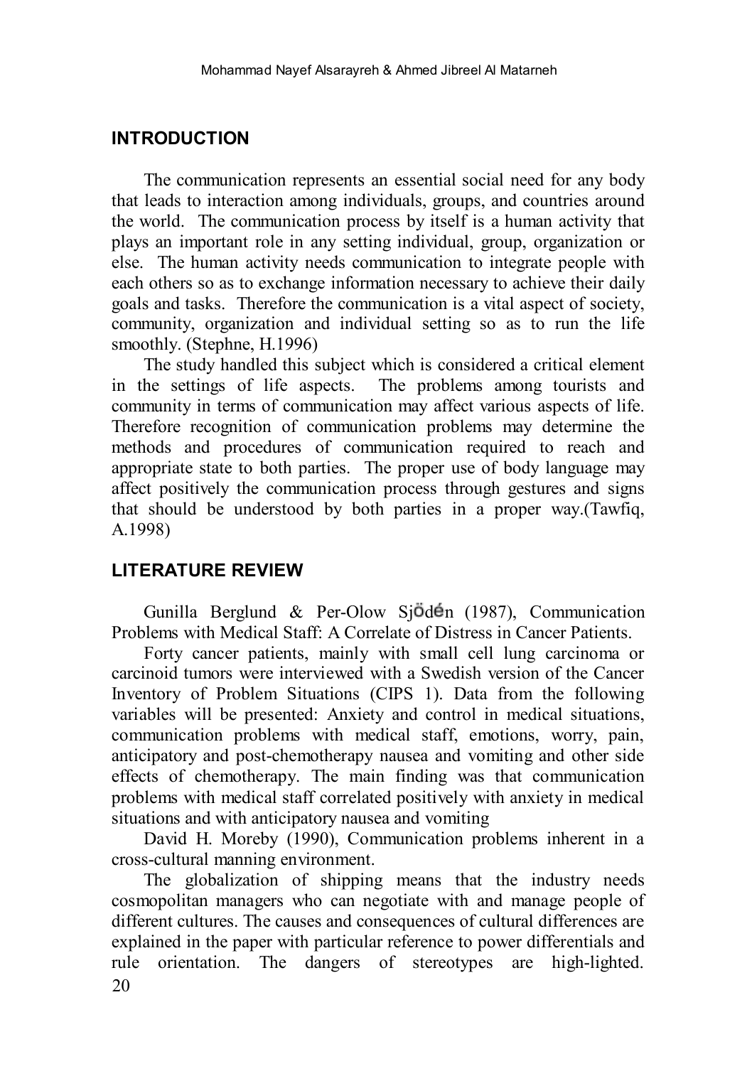## INTRODUCTION

The communication represents an essential social need for any body that leads to interaction among individuals, groups, and countries around the world. The communication process by itself is a human activity that plays an important role in any setting individual, group, organization or else. The human activity needs communication to integrate people with each others so as to exchange information necessary to achieve their daily goals and tasks. Therefore the communication is a vital aspect of society, community, organization and individual setting so as to run the life smoothly. (Stephne, H.1996)

The study handled this subject which is considered a critical element in the settings of life aspects. The problems among tourists and community in terms of communication may affect various aspects of life. Therefore recognition of communication problems may determine the methods and procedures of communication required to reach and appropriate state to both parties. The proper use of body language may affect positively the communication process through gestures and signs that should be understood by both parties in a proper way.(Tawfiq, A.1998)

## LITERATURE REVIEW

Gunilla Berglund & Per-Olow Sjödén (1987), Communication Problems with Medical Staff: A Correlate of Distress in Cancer Patients.

Forty cancer patients, mainly with small cell lung carcinoma or carcinoid tumors were interviewed with a Swedish version of the Cancer Inventory of Problem Situations (CIPS 1). Data from the following variables will be presented: Anxiety and control in medical situations, communication problems with medical staff, emotions, worry, pain, anticipatory and post-chemotherapy nausea and vomiting and other side effects of chemotherapy. The main finding was that communication problems with medical staff correlated positively with anxiety in medical situations and with anticipatory nausea and vomiting

David H. Moreby (1990), Communication problems inherent in a cross-cultural manning environment.

The globalization of shipping means that the industry needs cosmopolitan managers who can negotiate with and manage people of different cultures. The causes and consequences of cultural differences are explained in the paper with particular reference to power differentials and rule orientation. The dangers of stereotypes are high-lighted.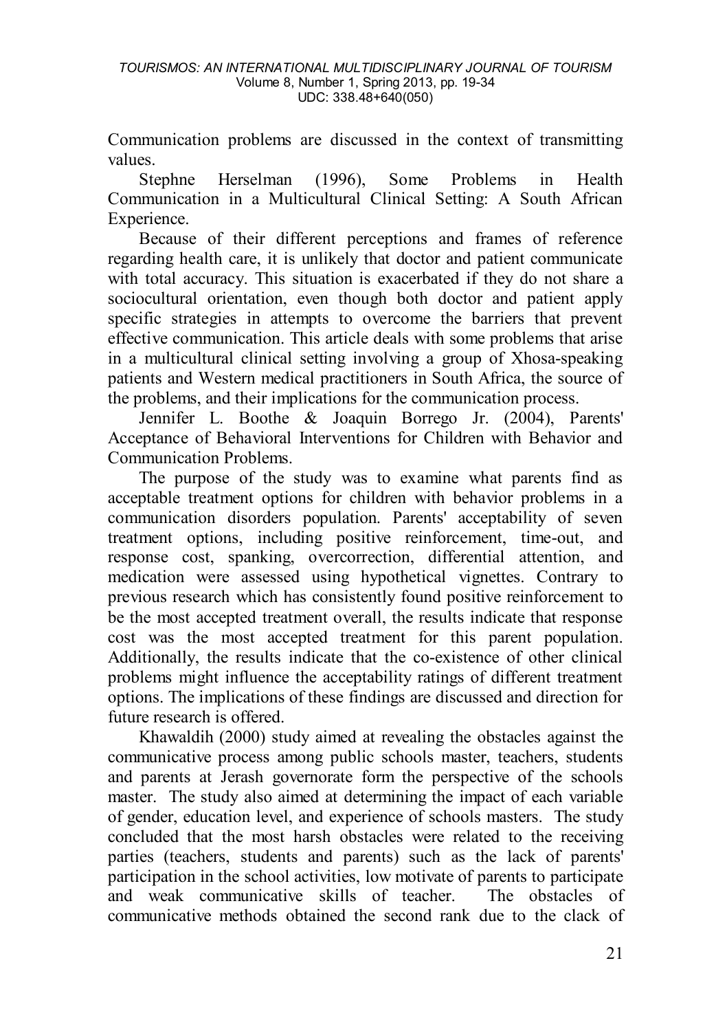Communication problems are discussed in the context of transmitting values.

Stephne Herselman (1996), Some Problems in Health Communication in a Multicultural Clinical Setting: A South African Experience.

Because of their different perceptions and frames of reference regarding health care, it is unlikely that doctor and patient communicate with total accuracy. This situation is exacerbated if they do not share a sociocultural orientation, even though both doctor and patient apply specific strategies in attempts to overcome the barriers that prevent effective communication. This article deals with some problems that arise in a multicultural clinical setting involving a group of Xhosa-speaking patients and Western medical practitioners in South Africa, the source of the problems, and their implications for the communication process.

Jennifer L. Boothe & Joaquin Borrego Jr. (2004), Parents' Acceptance of Behavioral Interventions for Children with Behavior and Communication Problems.

The purpose of the study was to examine what parents find as acceptable treatment options for children with behavior problems in a communication disorders population. Parents' acceptability of seven treatment options, including positive reinforcement, time-out, and response cost, spanking, overcorrection, differential attention, and medication were assessed using hypothetical vignettes. Contrary to previous research which has consistently found positive reinforcement to be the most accepted treatment overall, the results indicate that response cost was the most accepted treatment for this parent population. Additionally, the results indicate that the co-existence of other clinical problems might influence the acceptability ratings of different treatment options. The implications of these findings are discussed and direction for future research is offered.

Khawaldih (2000) study aimed at revealing the obstacles against the communicative process among public schools master, teachers, students and parents at Jerash governorate form the perspective of the schools master. The study also aimed at determining the impact of each variable of gender, education level, and experience of schools masters. The study concluded that the most harsh obstacles were related to the receiving parties (teachers, students and parents) such as the lack of parents' participation in the school activities, low motivate of parents to participate and weak communicative skills of teacher. The obstacles of communicative methods obtained the second rank due to the clack of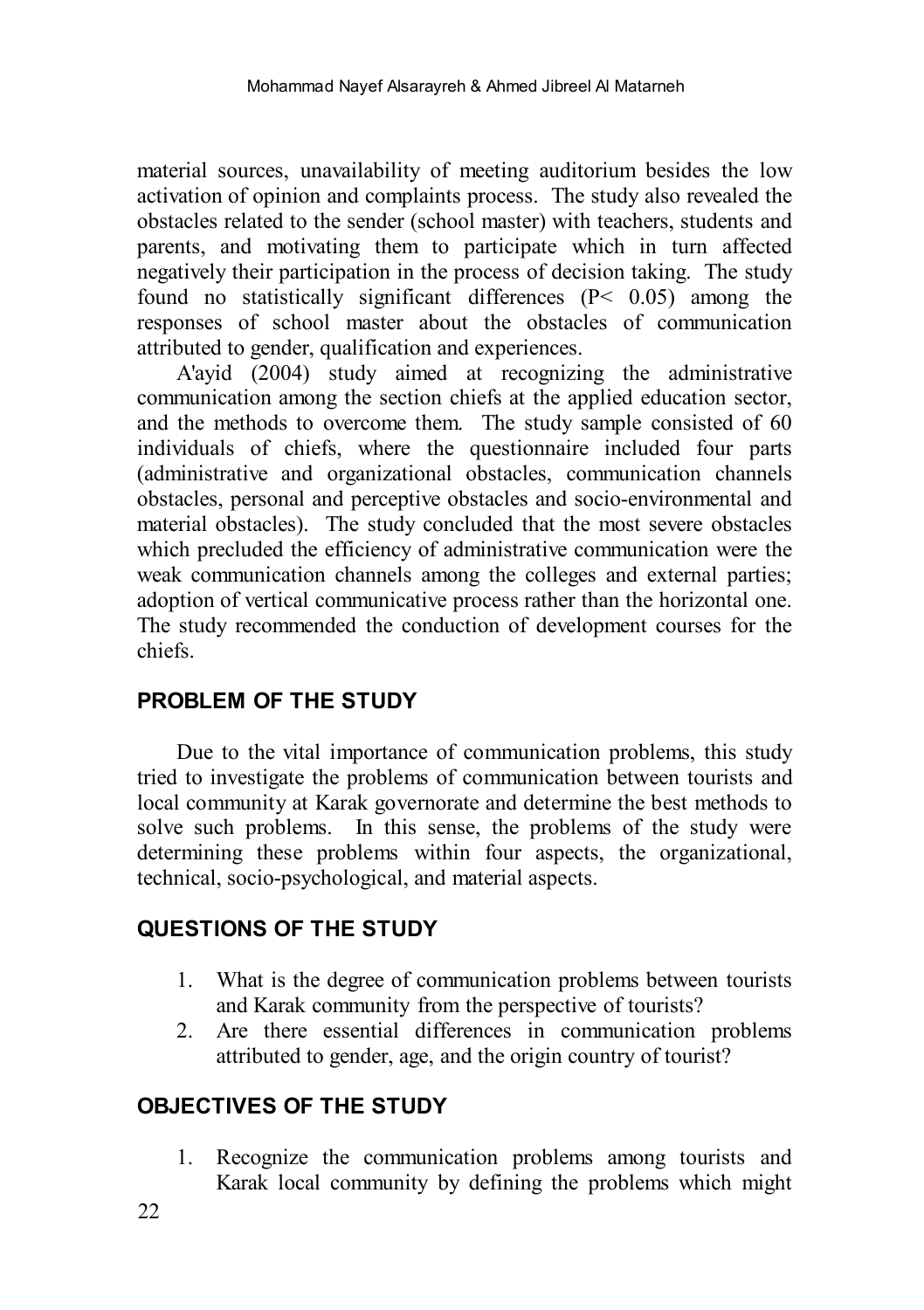material sources, unavailability of meeting auditorium besides the low activation of opinion and complaints process. The study also revealed the obstacles related to the sender (school master) with teachers, students and parents, and motivating them to participate which in turn affected negatively their participation in the process of decision taking. The study found no statistically significant differences ($P < 0.05$) among the responses of school master about the obstacles of communication attributed to gender, qualification and experiences.

A'ayid (2004) study aimed at recognizing the administrative communication among the section chiefs at the applied education sector, and the methods to overcome them. The study sample consisted of 60 individuals of chiefs, where the questionnaire included four parts (administrative and organizational obstacles, communication channels obstacles, personal and perceptive obstacles and socio-environmental and material obstacles). The study concluded that the most severe obstacles which precluded the efficiency of administrative communication were the weak communication channels among the colleges and external parties; adoption of vertical communicative process rather than the horizontal one. The study recommended the conduction of development courses for the chiefs.

## PROBLEM OF THE STUDY

Due to the vital importance of communication problems, this study tried to investigate the problems of communication between tourists and local community at Karak governorate and determine the best methods to solve such problems. In this sense, the problems of the study were determining these problems within four aspects, the organizational, technical, socio-psychological, and material aspects.

## QUESTIONS OF THE STUDY

1. What is the degree of communication problems between tourists and Karak community from the perspective of tourists?
2. Are there essential differences in communication problems attributed to gender, age, and the origin country of tourist?

## OBJECTIVES OF THE STUDY

1. Recognize the communication problems among tourists and Karak local community by defining the problems which might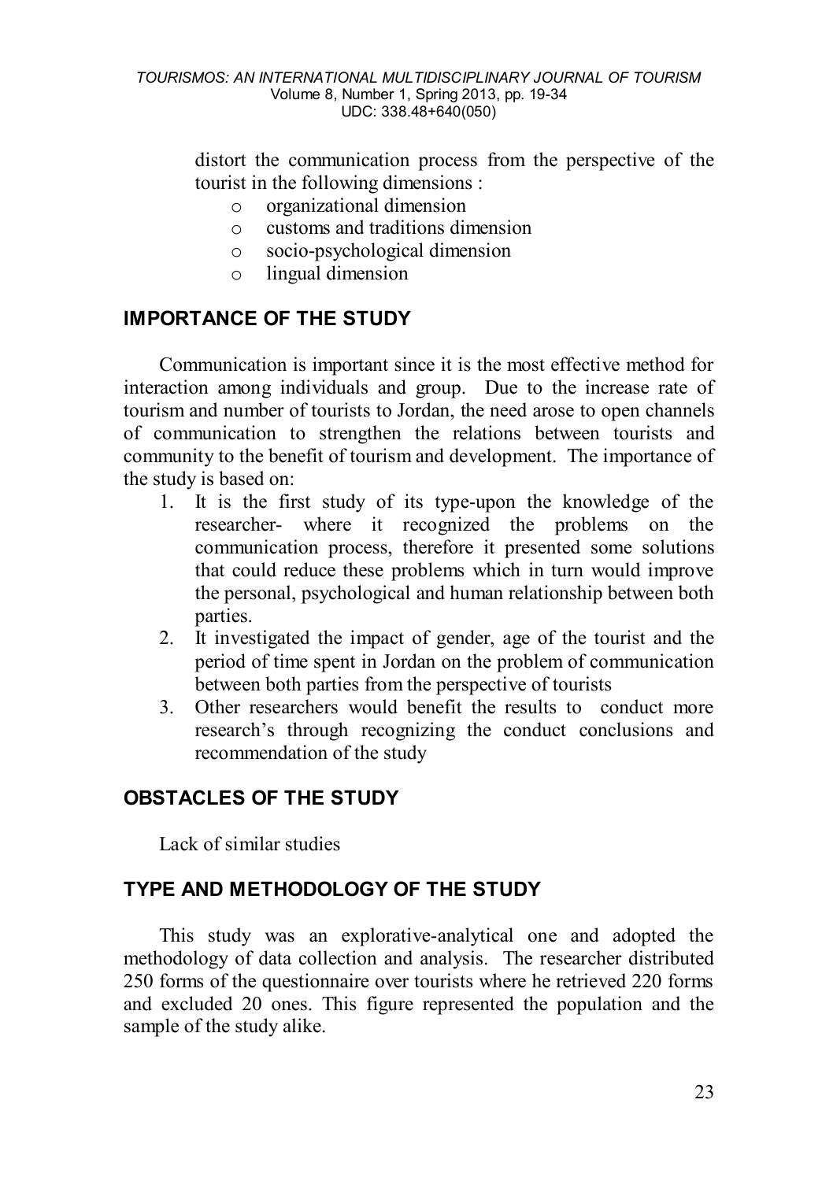distort the communication process from the perspective of the tourist in the following dimensions :

- organizational dimension
- customs and traditions dimension
- socio-psychological dimension
- lingual dimension

## IMPORTANCE OF THE STUDY

Communication is important since it is the most effective method for interaction among individuals and group. Due to the increase rate of tourism and number of tourists to Jordan, the need arose to open channels of communication to strengthen the relations between tourists and community to the benefit of tourism and development. The importance of the study is based on:

1. It is the first study of its type-upon the knowledge of the researcher- where it recognized the problems on the communication process, therefore it presented some solutions that could reduce these problems which in turn would improve the personal, psychological and human relationship between both parties.
2. It investigated the impact of gender, age of the tourist and the period of time spent in Jordan on the problem of communication between both parties from the perspective of tourists
3. Other researchers would benefit the results to conduct more research's through recognizing the conduct conclusions and recommendation of the study

## OBSTACLES OF THE STUDY

Lack of similar studies

## TYPE AND METHODOLOGY OF THE STUDY

This study was an explorative-analytical one and adopted the methodology of data collection and analysis. The researcher distributed 250 forms of the questionnaire over tourists where he retrieved 220 forms and excluded 20 ones. This figure represented the population and the sample of the study alike.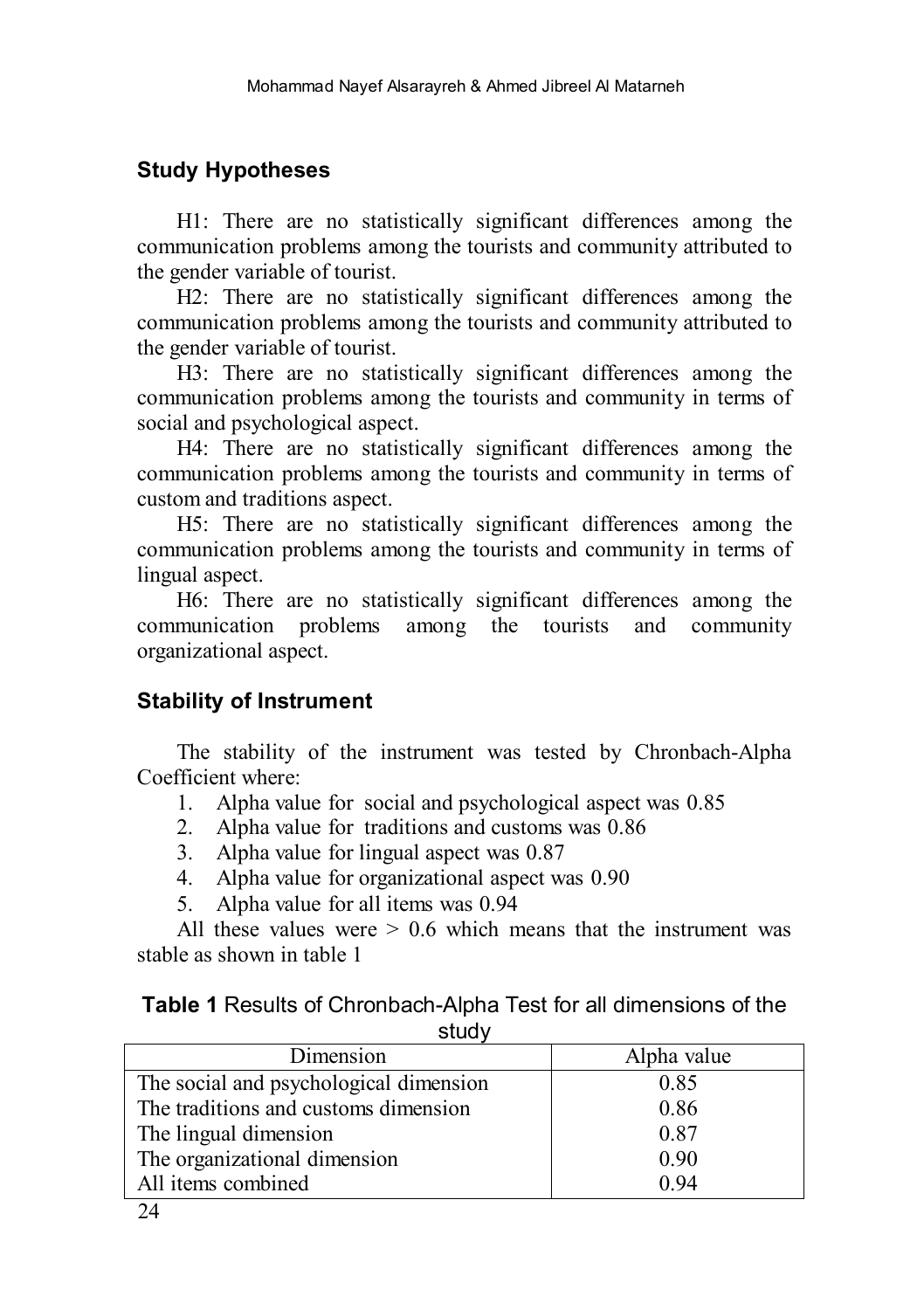## Study Hypotheses

H1: There are no statistically significant differences among the communication problems among the tourists and community attributed to the gender variable of tourist.

H2: There are no statistically significant differences among the communication problems among the tourists and community attributed to the gender variable of tourist.

H3: There are no statistically significant differences among the communication problems among the tourists and community in terms of social and psychological aspect.

H4: There are no statistically significant differences among the communication problems among the tourists and community in terms of custom and traditions aspect.

H5: There are no statistically significant differences among the communication problems among the tourists and community in terms of lingual aspect.

H6: There are no statistically significant differences among the communication problems among the tourists and community organizational aspect.

## Stability of Instrument

The stability of the instrument was tested by Chronbach-Alpha Coefficient where:

1. Alpha value for social and psychological aspect was 0.85
2. Alpha value for traditions and customs was 0.86
3. Alpha value for lingual aspect was 0.87
4. Alpha value for organizational aspect was 0.90
5. Alpha value for all items was 0.94

All these values were > 0.6 which means that the instrument was stable as shown in table 1

**Table 1** Results of Chronbach-Alpha Test for all dimensions of the study

| Dimension | Alpha value |
|---|---|
| The social and psychological dimension | 0.85 |
| The traditions and customs dimension | 0.86 |
| The lingual dimension | 0.87 |
| The organizational dimension | 0.90 |
| All items combined | 0.94 |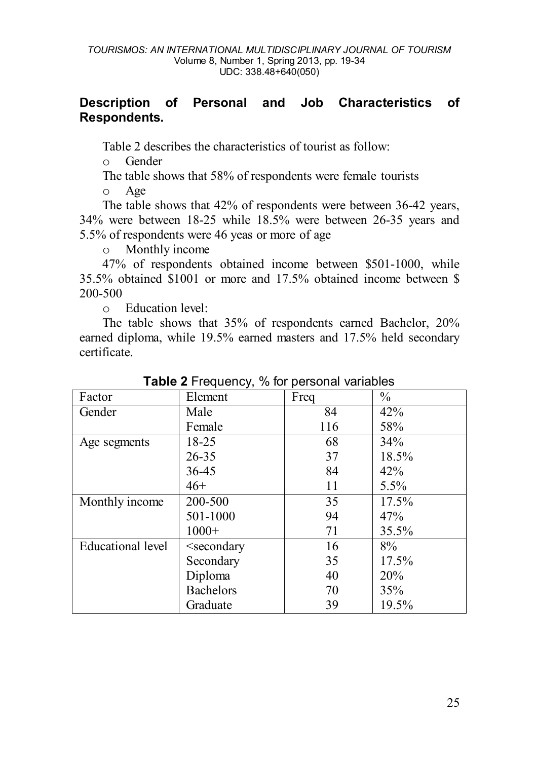## Description of Personal and Job Characteristics of Respondents.

Table 2 describes the characteristics of tourist as follow:

- Gender

The table shows that 58% of respondents were female tourists

- Age

The table shows that 42% of respondents were between 36-42 years, 34% were between 18-25 while 18.5% were between 26-35 years and 5.5% of respondents were 46 yeas or more of age

- Monthly income

47% of respondents obtained income between $501-1000, while 35.5% obtained $1001 or more and 17.5% obtained income between $ 200-500

- Education level:

The table shows that 35% of respondents earned Bachelor, 20% earned diploma, while 19.5% earned masters and 17.5% held secondary certificate.

**Table 2** Frequency, % for personal variables

| Factor | Element | Freq | % |
|---|---|---|---|
| Gender | Male | 84 | 42% |
| | Female | 116 | 58% |
| Age segments | 18-25 | 68 | 34% |
| | 26-35 | 37 | 18.5% |
| | 36-45 | 84 | 42% |
| | 46+ | 11 | 5.5% |
| Monthly income | 200-500 | 35 | 17.5% |
| | 501-1000 | 94 | 47% |
| | 1000+ | 71 | 35.5% |
| Educational level | <secondary | 16 | 8% |
| | Secondary | 35 | 17.5% |
| | Diploma | 40 | 20% |
| | Bachelors | 70 | 35% |
| | Graduate | 39 | 19.5% |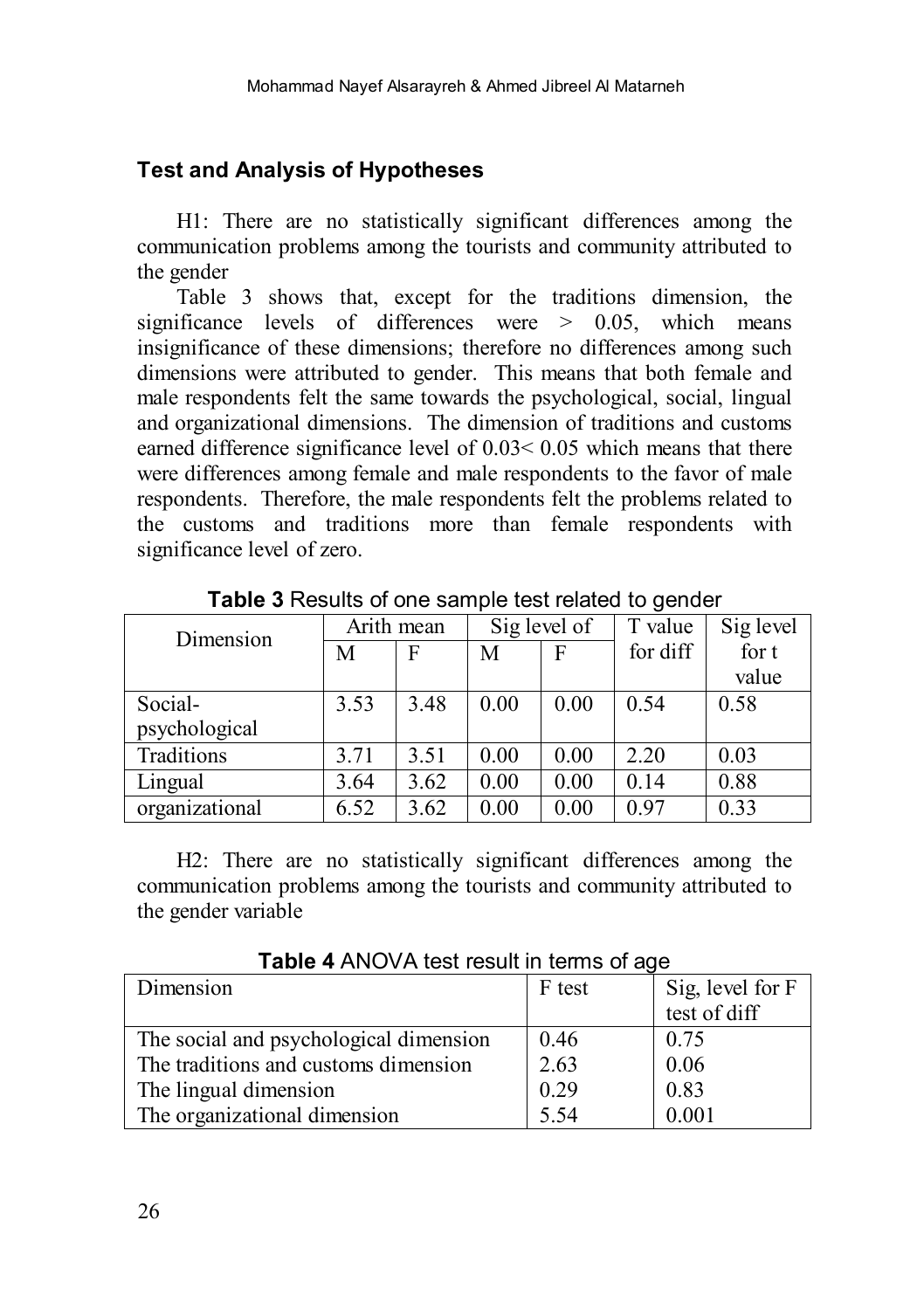## Test and Analysis of Hypotheses

H1: There are no statistically significant differences among the communication problems among the tourists and community attributed to the gender

Table 3 shows that, except for the traditions dimension, the significance levels of differences were > 0.05, which means insignificance of these dimensions; therefore no differences among such dimensions were attributed to gender. This means that both female and male respondents felt the same towards the psychological, social, lingual and organizational dimensions. The dimension of traditions and customs earned difference significance level of 0.03< 0.05 which means that there were differences among female and male respondents to the favor of male respondents. Therefore, the male respondents felt the problems related to the customs and traditions more than female respondents with significance level of zero.

**Table 3** Results of one sample test related to gender

| Dimension | Arith mean | | Sig level of | | T value for diff | Sig level for t value |
|---|---|---|---|---|---|---|
| | M | F | M | F | | |
| Social-psychological | 3.53 | 3.48 | 0.00 | 0.00 | 0.54 | 0.58 |
| Traditions | 3.71 | 3.51 | 0.00 | 0.00 | 2.20 | 0.03 |
| Lingual | 3.64 | 3.62 | 0.00 | 0.00 | 0.14 | 0.88 |
| organizational | 6.52 | 3.62 | 0.00 | 0.00 | 0.97 | 0.33 |

H2: There are no statistically significant differences among the communication problems among the tourists and community attributed to the gender variable

**Table 4** ANOVA test result in terms of age

| Dimension | F test | Sig, level for F test of diff |
|---|---|---|
| The social and psychological dimension | 0.46 | 0.75 |
| The traditions and customs dimension | 2.63 | 0.06 |
| The lingual dimension | 0.29 | 0.83 |
| The organizational dimension | 5.54 | 0.001 |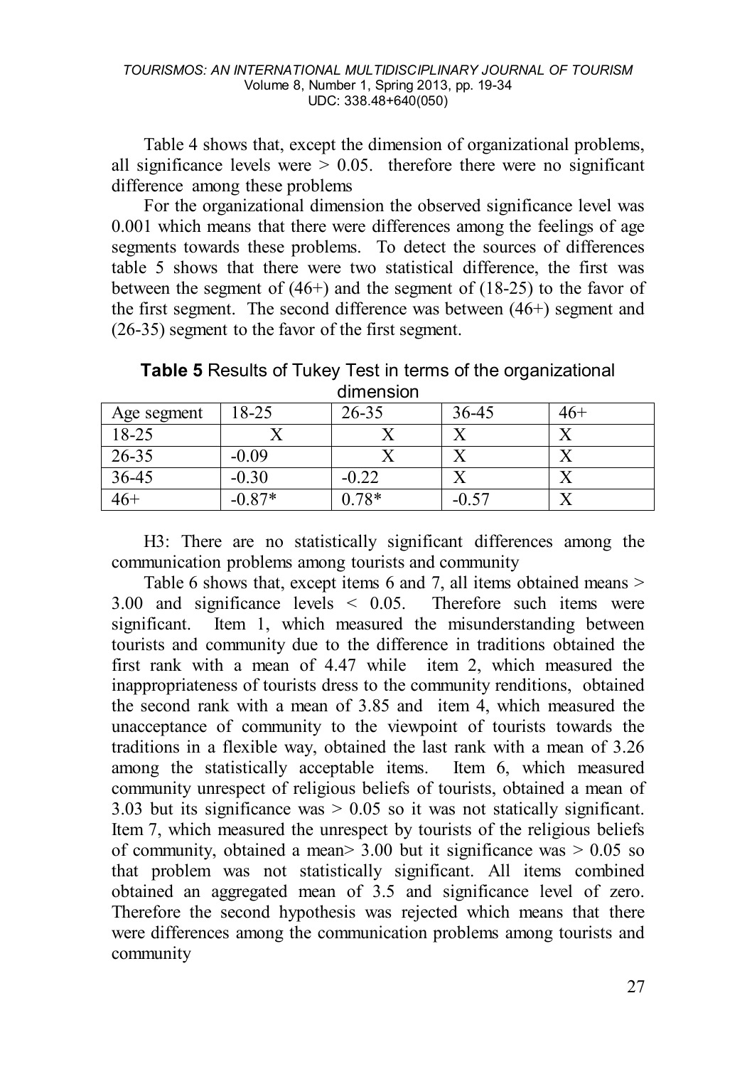Table 4 shows that, except the dimension of organizational problems, all significance levels were > 0.05. therefore there were no significant difference among these problems

For the organizational dimension the observed significance level was 0.001 which means that there were differences among the feelings of age segments towards these problems. To detect the sources of differences table 5 shows that there were two statistical difference, the first was between the segment of (46+) and the segment of (18-25) to the favor of the first segment. The second difference was between (46+) segment and (26-35) segment to the favor of the first segment.

**Table 5** Results of Tukey Test in terms of the organizational dimension

| Age segment | 18-25 | 26-35 | 36-45 | 46+ |
|---|---|---|---|---|
| 18-25 | X | X | X | X |
| 26-35 | -0.09 | X | X | X |
| 36-45 | -0.30 | -0.22 | X | X |
| 46+ | -0.87* | 0.78* | -0.57 | X |

H3: There are no statistically significant differences among the communication problems among tourists and community

Table 6 shows that, except items 6 and 7, all items obtained means > 3.00 and significance levels < 0.05. Therefore such items were significant. Item 1, which measured the misunderstanding between tourists and community due to the difference in traditions obtained the first rank with a mean of 4.47 while item 2, which measured the inappropriateness of tourists dress to the community renditions, obtained the second rank with a mean of 3.85 and item 4, which measured the unacceptance of community to the viewpoint of tourists towards the traditions in a flexible way, obtained the last rank with a mean of 3.26 among the statistically acceptable items. Item 6, which measured community unrespect of religious beliefs of tourists, obtained a mean of 3.03 but its significance was > 0.05 so it was not statically significant. Item 7, which measured the unrespect by tourists of the religious beliefs of community, obtained a mean> 3.00 but it significance was > 0.05 so that problem was not statistically significant. All items combined obtained an aggregated mean of 3.5 and significance level of zero. Therefore the second hypothesis was rejected which means that there were differences among the communication problems among tourists and community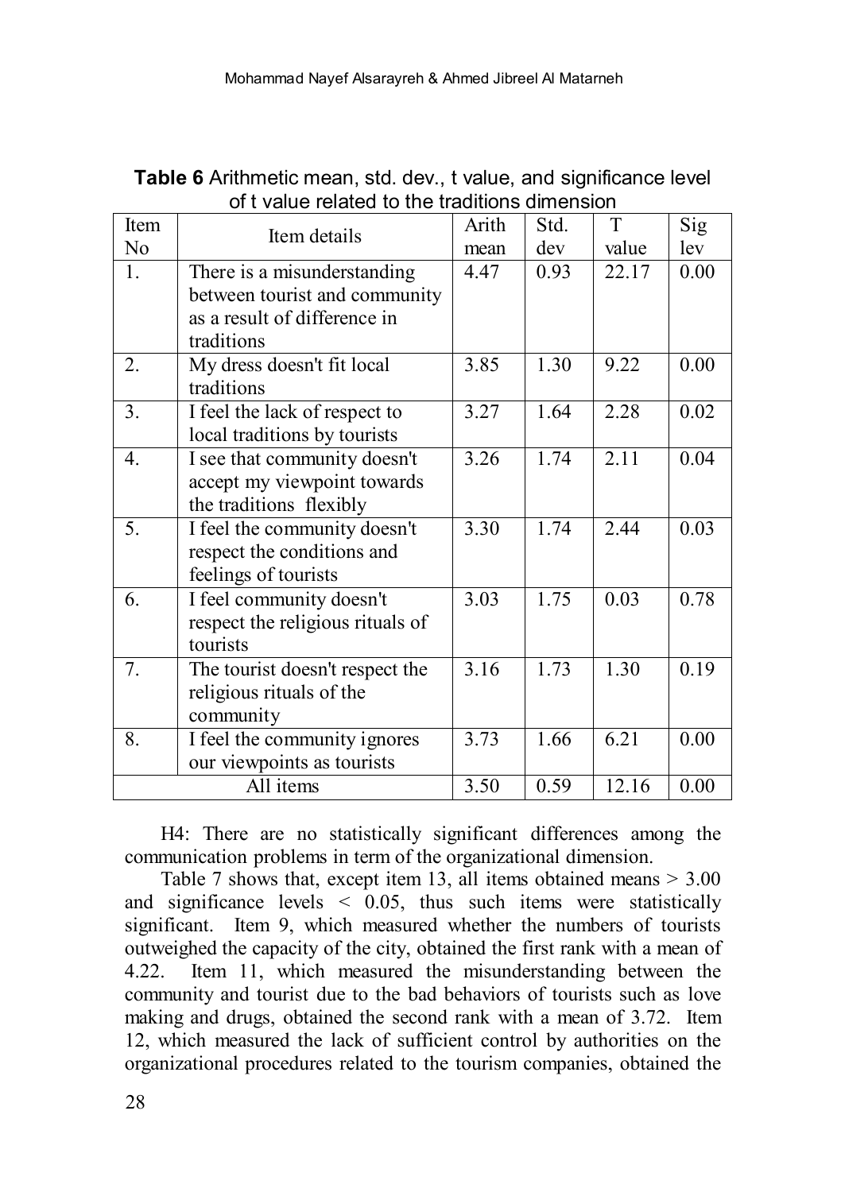**Table 6** Arithmetic mean, std. dev., t value, and significance level of t value related to the traditions dimension

| Item No | Item details | Arith mean | Std. dev | T value | Sig lev |
|---|---|---|---|---|---|
| 1. | There is a misunderstanding between tourist and community as a result of difference in traditions | 4.47 | 0.93 | 22.17 | 0.00 |
| 2. | My dress doesn't fit local traditions | 3.85 | 1.30 | 9.22 | 0.00 |
| 3. | I feel the lack of respect to local traditions by tourists | 3.27 | 1.64 | 2.28 | 0.02 |
| 4. | I see that community doesn't accept my viewpoint towards the traditions flexibly | 3.26 | 1.74 | 2.11 | 0.04 |
| 5. | I feel the community doesn't respect the conditions and feelings of tourists | 3.30 | 1.74 | 2.44 | 0.03 |
| 6. | I feel community doesn't respect the religious rituals of tourists | 3.03 | 1.75 | 0.03 | 0.78 |
| 7. | The tourist doesn't respect the religious rituals of the community | 3.16 | 1.73 | 1.30 | 0.19 |
| 8. | I feel the community ignores our viewpoints as tourists | 3.73 | 1.66 | 6.21 | 0.00 |
| All items | | 3.50 | 0.59 | 12.16 | 0.00 |

H4: There are no statistically significant differences among the communication problems in term of the organizational dimension.

Table 7 shows that, except item 13, all items obtained means > 3.00 and significance levels < 0.05, thus such items were statistically significant. Item 9, which measured whether the numbers of tourists outweighed the capacity of the city, obtained the first rank with a mean of 4.22. Item 11, which measured the misunderstanding between the community and tourist due to the bad behaviors of tourists such as love making and drugs, obtained the second rank with a mean of 3.72. Item 12, which measured the lack of sufficient control by authorities on the organizational procedures related to the tourism companies, obtained the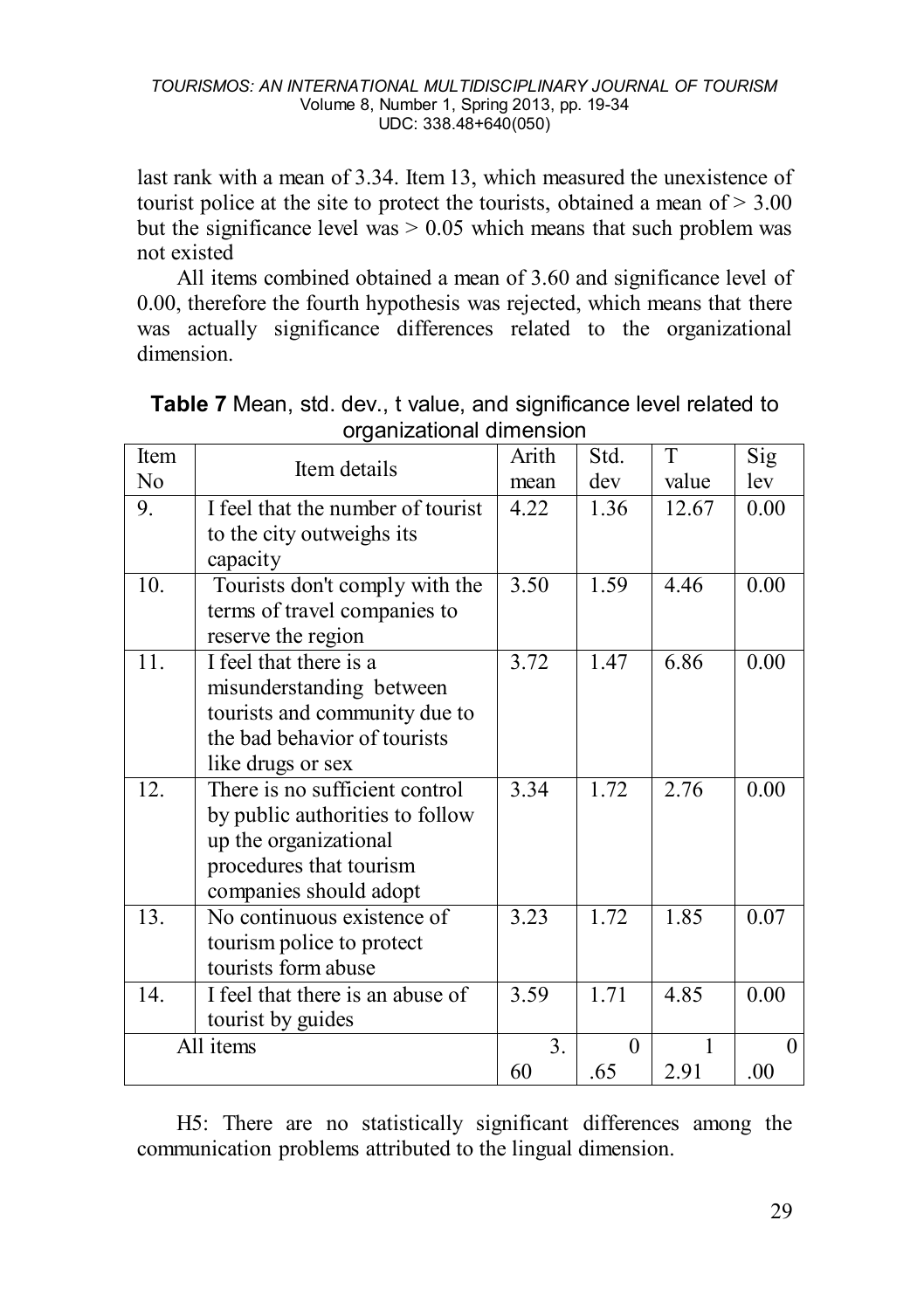last rank with a mean of 3.34. Item 13, which measured the unexistence of tourist police at the site to protect the tourists, obtained a mean of > 3.00 but the significance level was > 0.05 which means that such problem was not existed

All items combined obtained a mean of 3.60 and significance level of 0.00, therefore the fourth hypothesis was rejected, which means that there was actually significance differences related to the organizational dimension.

**Table 7** Mean, std. dev., t value, and significance level related to organizational dimension

| Item No | Item details | Arith mean | Std. dev | T value | Sig lev |
|---|---|---|---|---|---|
| 9. | I feel that the number of tourist to the city outweighs its capacity | 4.22 | 1.36 | 12.67 | 0.00 |
| 10. | Tourists don't comply with the terms of travel companies to reserve the region | 3.50 | 1.59 | 4.46 | 0.00 |
| 11. | I feel that there is a misunderstanding between tourists and community due to the bad behavior of tourists like drugs or sex | 3.72 | 1.47 | 6.86 | 0.00 |
| 12. | There is no sufficient control by public authorities to follow up the organizational procedures that tourism companies should adopt | 3.34 | 1.72 | 2.76 | 0.00 |
| 13. | No continuous existence of tourism police to protect tourists form abuse | 3.23 | 1.72 | 1.85 | 0.07 |
| 14. | I feel that there is an abuse of tourist by guides | 3.59 | 1.71 | 4.85 | 0.00 |
| All items | | 3.60 | 0.65 | 12.91 | 0.00 |

H5: There are no statistically significant differences among the communication problems attributed to the lingual dimension.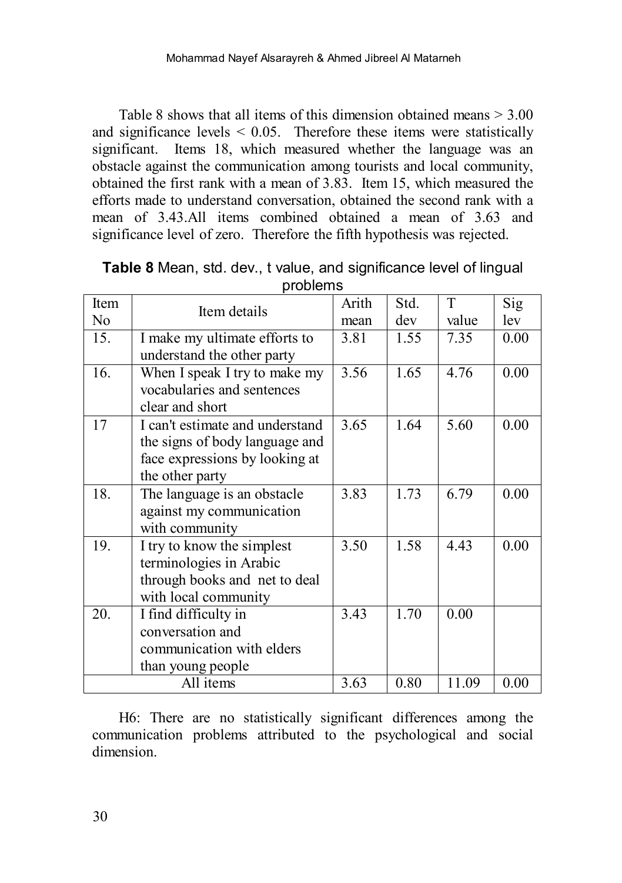Table 8 shows that all items of this dimension obtained means > 3.00 and significance levels < 0.05. Therefore these items were statistically significant. Items 18, which measured whether the language was an obstacle against the communication among tourists and local community, obtained the first rank with a mean of 3.83. Item 15, which measured the efforts made to understand conversation, obtained the second rank with a mean of 3.43.All items combined obtained a mean of 3.63 and significance level of zero. Therefore the fifth hypothesis was rejected.

**Table 8** Mean, std. dev., t value, and significance level of lingual problems

| Item No | Item details | Arith mean | Std. dev | T value | Sig lev |
|---|---|---|---|---|---|
| 15. | I make my ultimate efforts to understand the other party | 3.81 | 1.55 | 7.35 | 0.00 |
| 16. | When I speak I try to make my vocabularies and sentences clear and short | 3.56 | 1.65 | 4.76 | 0.00 |
| 17 | I can't estimate and understand the signs of body language and face expressions by looking at the other party | 3.65 | 1.64 | 5.60 | 0.00 |
| 18. | The language is an obstacle against my communication with community | 3.83 | 1.73 | 6.79 | 0.00 |
| 19. | I try to know the simplest terminologies in Arabic through books and net to deal with local community | 3.50 | 1.58 | 4.43 | 0.00 |
| 20. | I find difficulty in conversation and communication with elders than young people | 3.43 | 1.70 | 0.00 | |
| All items | | 3.63 | 0.80 | 11.09 | 0.00 |

H6: There are no statistically significant differences among the communication problems attributed to the psychological and social dimension.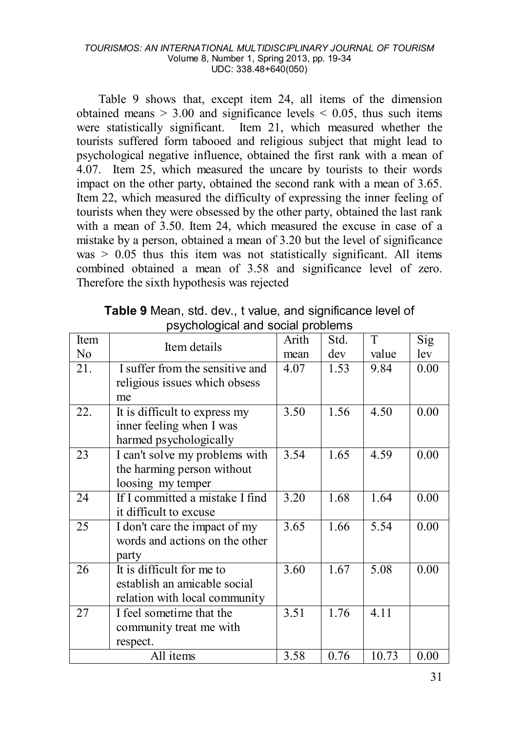Table 9 shows that, except item 24, all items of the dimension obtained means > 3.00 and significance levels < 0.05, thus such items were statistically significant. Item 21, which measured whether the tourists suffered form tabooed and religious subject that might lead to psychological negative influence, obtained the first rank with a mean of 4.07. Item 25, which measured the uncare by tourists to their words impact on the other party, obtained the second rank with a mean of 3.65. Item 22, which measured the difficulty of expressing the inner feeling of tourists when they were obsessed by the other party, obtained the last rank with a mean of 3.50. Item 24, which measured the excuse in case of a mistake by a person, obtained a mean of 3.20 but the level of significance was > 0.05 thus this item was not statistically significant. All items combined obtained a mean of 3.58 and significance level of zero. Therefore the sixth hypothesis was rejected

**Table 9** Mean, std. dev., t value, and significance level of psychological and social problems

| Item No | Item details | Arith mean | Std. dev | T value | Sig lev |
|---|---|---|---|---|---|
| 21. | I suffer from the sensitive and religious issues which obsess me | 4.07 | 1.53 | 9.84 | 0.00 |
| 22. | It is difficult to express my inner feeling when I was harmed psychologically | 3.50 | 1.56 | 4.50 | 0.00 |
| 23 | I can't solve my problems with the harming person without loosing my temper | 3.54 | 1.65 | 4.59 | 0.00 |
| 24 | If I committed a mistake I find it difficult to excuse | 3.20 | 1.68 | 1.64 | 0.00 |
| 25 | I don't care the impact of my words and actions on the other party | 3.65 | 1.66 | 5.54 | 0.00 |
| 26 | It is difficult for me to establish an amicable social relation with local community | 3.60 | 1.67 | 5.08 | 0.00 |
| 27 | I feel sometime that the community treat me with respect. | 3.51 | 1.76 | 4.11 | |
| All items | | 3.58 | 0.76 | 10.73 | 0.00 |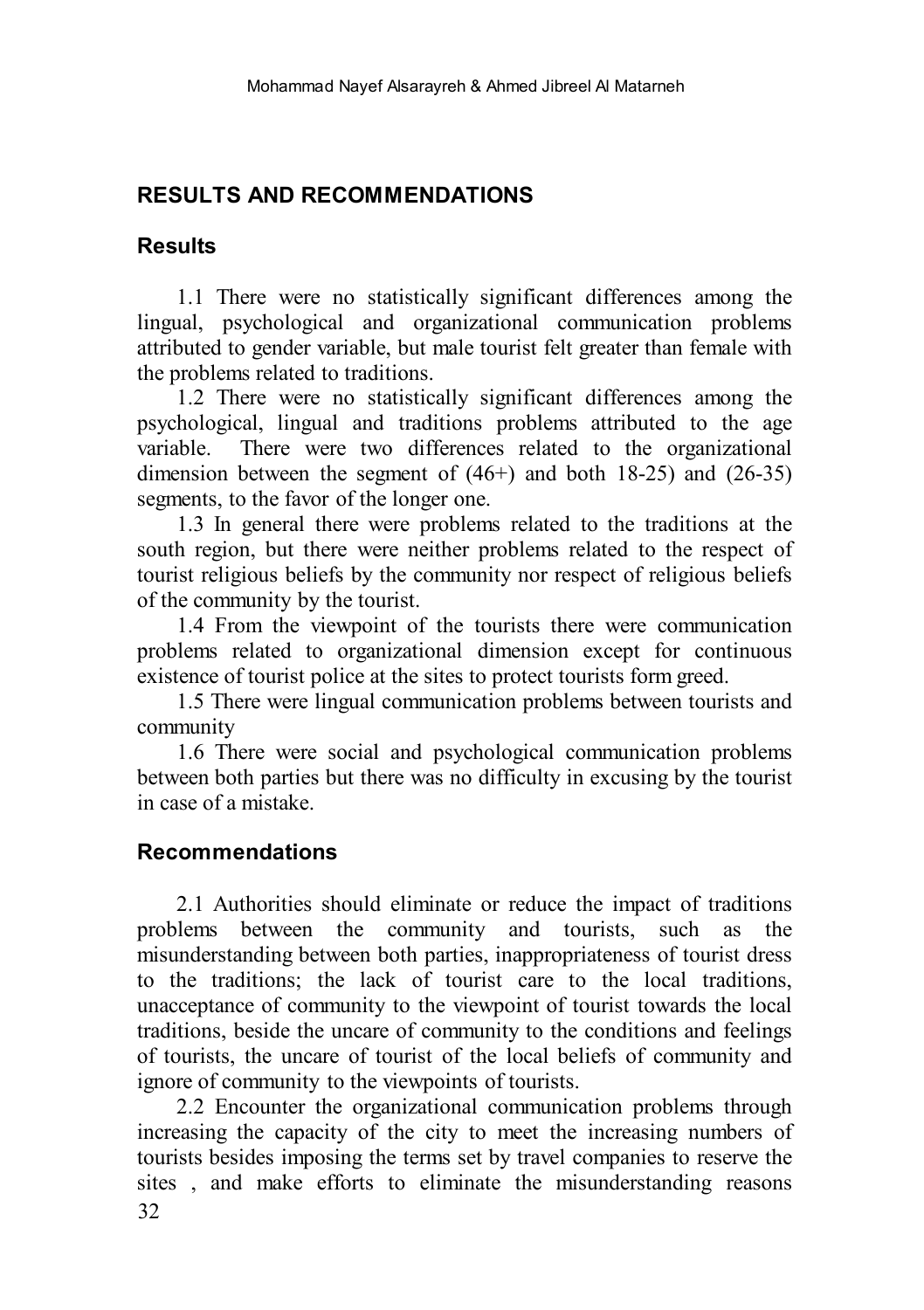## RESULTS AND RECOMMENDATIONS

### Results

1.1 There were no statistically significant differences among the lingual, psychological and organizational communication problems attributed to gender variable, but male tourist felt greater than female with the problems related to traditions.

1.2 There were no statistically significant differences among the psychological, lingual and traditions problems attributed to the age variable. There were two differences related to the organizational dimension between the segment of (46+) and both 18-25) and (26-35) segments, to the favor of the longer one.

1.3 In general there were problems related to the traditions at the south region, but there were neither problems related to the respect of tourist religious beliefs by the community nor respect of religious beliefs of the community by the tourist.

1.4 From the viewpoint of the tourists there were communication problems related to organizational dimension except for continuous existence of tourist police at the sites to protect tourists form greed.

1.5 There were lingual communication problems between tourists and community

1.6 There were social and psychological communication problems between both parties but there was no difficulty in excusing by the tourist in case of a mistake.

### Recommendations

2.1 Authorities should eliminate or reduce the impact of traditions problems between the community and tourists, such as the misunderstanding between both parties, inappropriateness of tourist dress to the traditions; the lack of tourist care to the local traditions, unacceptance of community to the viewpoint of tourist towards the local traditions, beside the uncare of community to the conditions and feelings of tourists, the uncare of tourist of the local beliefs of community and ignore of community to the viewpoints of tourists.

2.2 Encounter the organizational communication problems through increasing the capacity of the city to meet the increasing numbers of tourists besides imposing the terms set by travel companies to reserve the sites , and make efforts to eliminate the misunderstanding reasons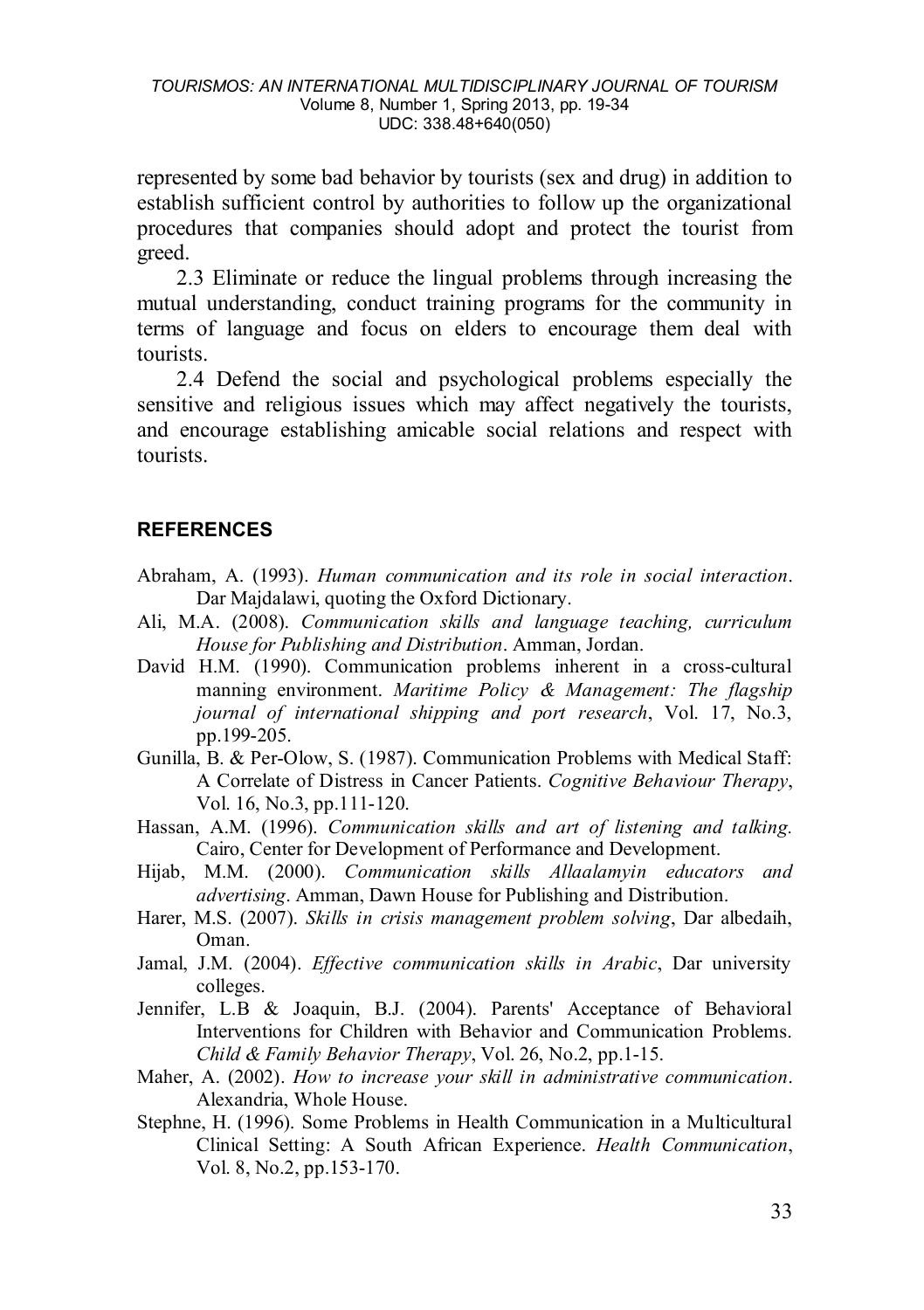represented by some bad behavior by tourists (sex and drug) in addition to establish sufficient control by authorities to follow up the organizational procedures that companies should adopt and protect the tourist from greed.

2.3 Eliminate or reduce the lingual problems through increasing the mutual understanding, conduct training programs for the community in terms of language and focus on elders to encourage them deal with tourists.

2.4 Defend the social and psychological problems especially the sensitive and religious issues which may affect negatively the tourists, and encourage establishing amicable social relations and respect with tourists.

## REFERENCES

Abraham, A. (1993). *Human communication and its role in social interaction*. Dar Majdalawi, quoting the Oxford Dictionary.

Ali, M.A. (2008). *Communication skills and language teaching, curriculum House for Publishing and Distribution*. Amman, Jordan.

David H.M. (1990). Communication problems inherent in a cross-cultural manning environment. *Maritime Policy & Management: The flagship journal of international shipping and port research*, Vol. 17, No.3, pp.199-205.

Gunilla, B. & Per-Olow, S. (1987). Communication Problems with Medical Staff: A Correlate of Distress in Cancer Patients. *Cognitive Behaviour Therapy*, Vol. 16, No.3, pp.111-120.

Hassan, A.M. (1996). *Communication skills and art of listening and talking.* Cairo, Center for Development of Performance and Development.

Hijab, M.M. (2000). *Communication skills Allaalamyin educators and advertising*. Amman, Dawn House for Publishing and Distribution.

Harer, M.S. (2007). *Skills in crisis management problem solving*, Dar albedaih, Oman.

Jamal, J.M. (2004). *Effective communication skills in Arabic*, Dar university colleges.

Jennifer, L.B & Joaquin, B.J. (2004). Parents' Acceptance of Behavioral Interventions for Children with Behavior and Communication Problems. *Child & Family Behavior Therapy*, Vol. 26, No.2, pp.1-15.

Maher, A. (2002). *How to increase your skill in administrative communication*. Alexandria, Whole House.

Stephne, H. (1996). Some Problems in Health Communication in a Multicultural Clinical Setting: A South African Experience. *Health Communication*, Vol. 8, No.2, pp.153-170.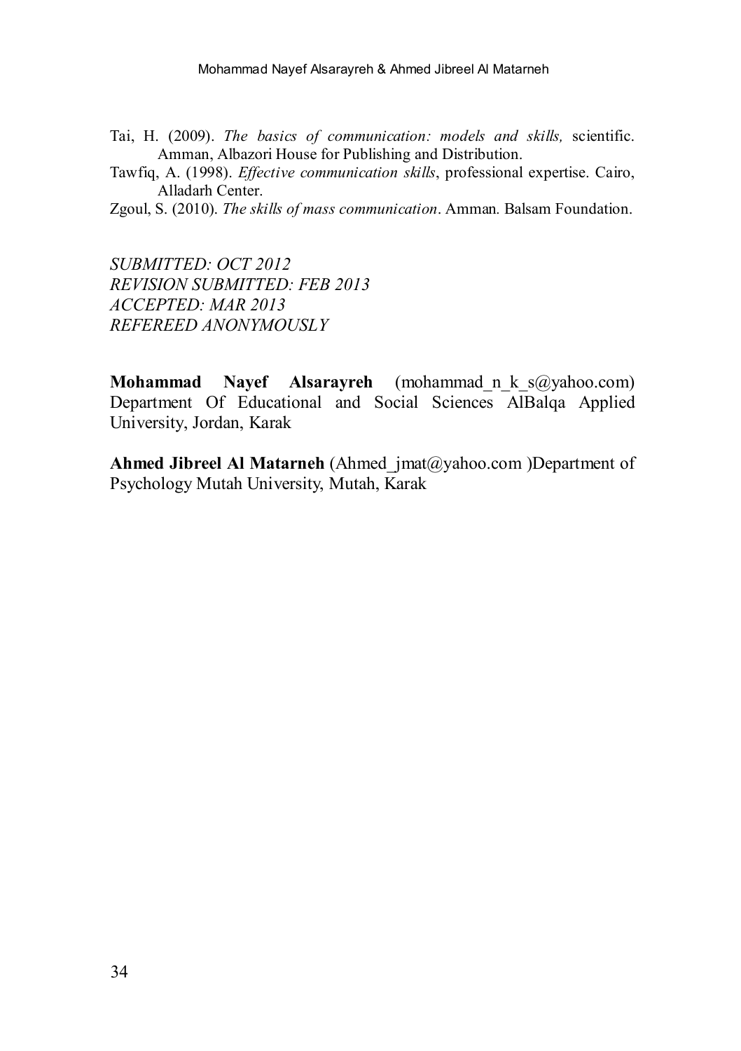Tai, H. (2009). *The basics of communication: models and skills,* scientific. Amman, Albazori House for Publishing and Distribution.

Tawfiq, A. (1998). *Effective communication skills*, professional expertise. Cairo, Alladarh Center.

Zgoul, S. (2010). *The skills of mass communication*. Amman. Balsam Foundation.

*SUBMITTED: OCT 2012*
*REVISION SUBMITTED: FEB 2013*
*ACCEPTED: MAR 2013*
*REFEREED ANONYMOUSLY*

**Mohammad Nayef Alsarayreh** (mohammad_n_k_s@yahoo.com) Department Of Educational and Social Sciences AlBalqa Applied University, Jordan, Karak

**Ahmed Jibreel Al Matarneh** (Ahmed_jmat@yahoo.com )Department of Psychology Mutah University, Mutah, Karak